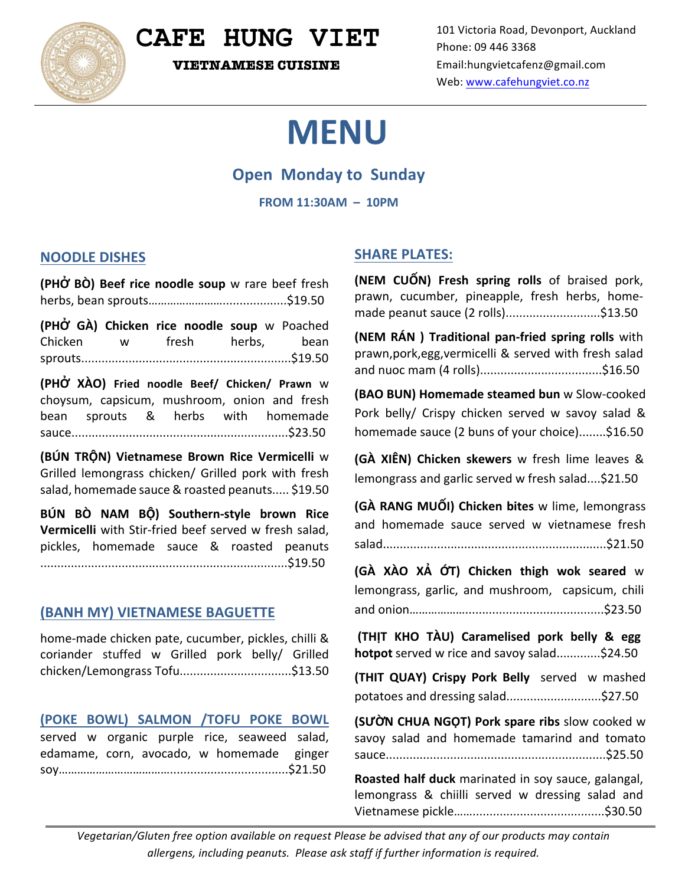# CAFE HUNG VIET

**VIETNAMESE CUISINE**

101 Victoria Road, Devonport, Auckland
Phone: 09 446 3368
Email:hungvietcafenz@gmail.com
Web: www.cafehungviet.co.nz

# MENU

## Open Monday to Sunday

**FROM 11:30AM – 10PM**

## NOODLE DISHES

**(PHỞ BÒ) Beef rice noodle soup** w rare beef fresh herbs, bean sprouts……………………..................$19.50

**(PHỞ GÀ) Chicken rice noodle soup** w Poached Chicken w fresh herbs, bean sprouts.............................................................$19.50

**(PHỞ XÀO) Fried noodle Beef/ Chicken/ Prawn** w choysum, capsicum, mushroom, onion and fresh bean sprouts & herbs with homemade sauce...............................................................$23.50

**(BÚN TRỘN) Vietnamese Brown Rice Vermicelli** w Grilled lemongrass chicken/ Grilled pork with fresh salad, homemade sauce & roasted peanuts..... $19.50

**BÚN BÒ NAM BỘ) Southern-style brown Rice Vermicelli** with Stir-fried beef served w fresh salad, pickles, homemade sauce & roasted peanuts .......................................................................$19.50

## (BANH MY) VIETNAMESE BAGUETTE

home-made chicken pate, cucumber, pickles, chilli & coriander stuffed w Grilled pork belly/ Grilled chicken/Lemongrass Tofu................................$13.50

## (POKE BOWL) SALMON /TOFU POKE BOWL

served w organic purple rice, seaweed salad, edamame, corn, avocado, w homemade ginger soy………………………….................................$21.50

## SHARE PLATES:

**(NEM CUỐN) Fresh spring rolls** of braised pork, prawn, cucumber, pineapple, fresh herbs, home-made peanut sauce (2 rolls)...........................$13.50

**(NEM RÁN ) Traditional pan-fried spring rolls** with prawn,pork,egg,vermicelli & served with fresh salad and nuoc mam (4 rolls)...................................$16.50

**(BAO BUN) Homemade steamed bun** w Slow-cooked Pork belly/ Crispy chicken served w savoy salad & homemade sauce (2 buns of your choice)........$16.50

**(GÀ XIÊN) Chicken skewers** w fresh lime leaves & lemongrass and garlic served w fresh salad....$21.50

**(GÀ RANG MUỐI) Chicken bites** w lime, lemongrass and homemade sauce served w vietnamese fresh salad.................................................................$21.50

**(GÀ XÀO XẢ ỚT) Chicken thigh wok seared** w lemongrass, garlic, and mushroom, capsicum, chili and onion…………….......................................$23.50

**(THỊT KHO TÀU) Caramelised pork belly & egg hotpot** served w rice and savoy salad.............$24.50

**(THIT QUAY) Crispy Pork Belly** served w mashed potatoes and dressing salad...........................$27.50

**(SƯỜN CHUA NGỌT) Pork spare ribs** slow cooked w savoy salad and homemade tamarind and tomato sauce...............................................................$25.50

**Roasted half duck** marinated in soy sauce, galangal, lemongrass & chiilli served w dressing salad and Vietnamese pickle…….......................................$30.50

*Vegetarian/Gluten free option available on request Please be advised that any of our products may contain allergens, including peanuts. Please ask staff if further information is required.*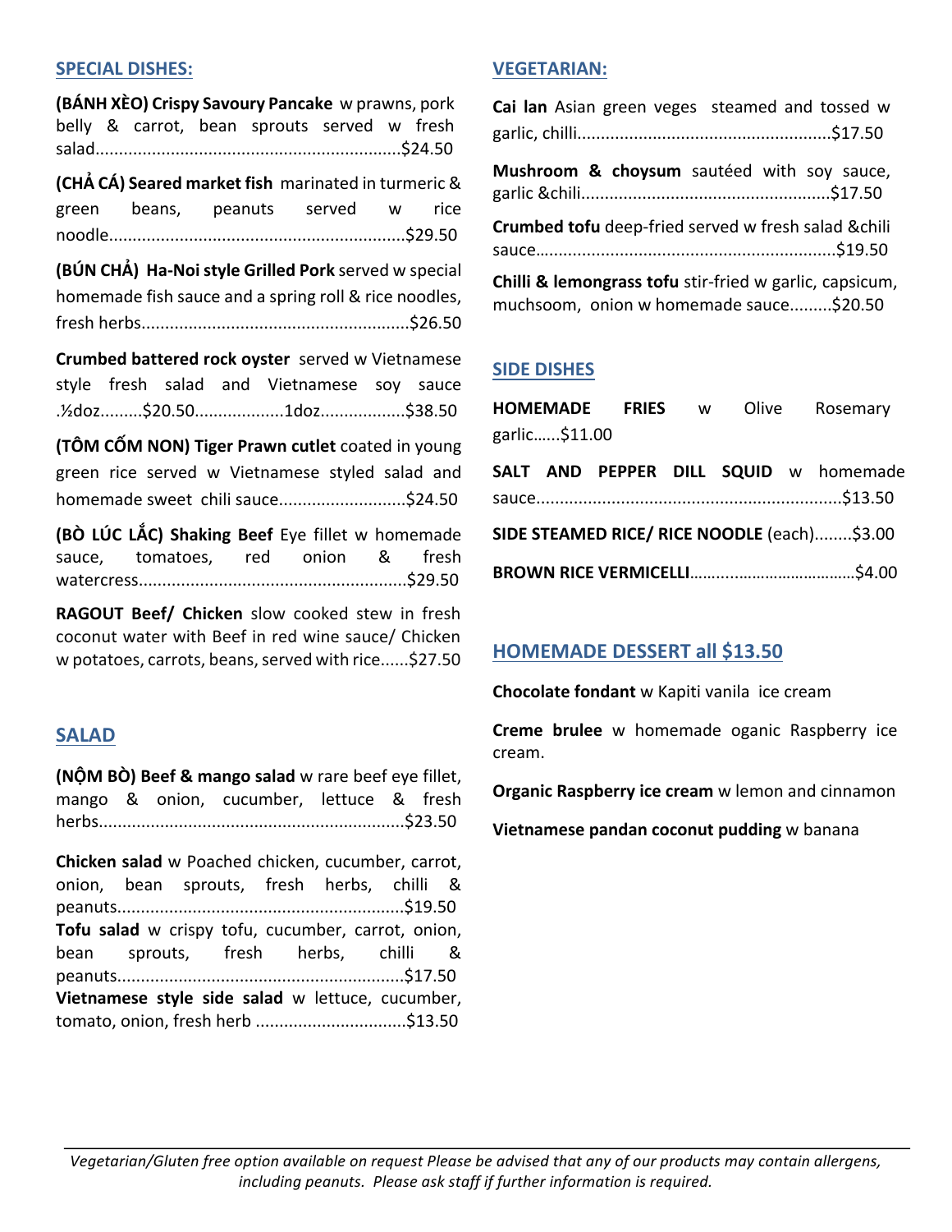## SPECIAL DISHES:

**(BÁNH XÈO) Crispy Savoury Pancake** w prawns, pork belly & carrot, bean sprouts served w fresh salad................................................................$24.50

**(CHẢ CÁ) Seared market fish** marinated in turmeric & green beans, peanuts served w rice noodle..............................................................$29.50

**(BÚN CHẢ) Ha-Noi style Grilled Pork** served w special homemade fish sauce and a spring roll & rice noodles, fresh herbs........................................................$26.50

**Crumbed battered rock oyster** served w Vietnamese style fresh salad and Vietnamese soy sauce .½doz.........$20.50..................1doz.................$38.50

**(TÔM CỐM NON) Tiger Prawn cutlet** coated in young green rice served w Vietnamese styled salad and homemade sweet chili sauce...........................$24.50

**(BÒ LÚC LẮC) Shaking Beef** Eye fillet w homemade sauce, tomatoes, red onion & fresh watercress........................................................$29.50

**RAGOUT Beef/ Chicken** slow cooked stew in fresh coconut water with Beef in red wine sauce/ Chicken w potatoes, carrots, beans, served with rice......$27.50

## SALAD

**(NỘM BÒ) Beef & mango salad** w rare beef eye fillet, mango & onion, cucumber, lettuce & fresh herbs................................................................$23.50

**Chicken salad** w Poached chicken, cucumber, carrot, onion, bean sprouts, fresh herbs, chilli & peanuts............................................................$19.50

**Tofu salad** w crispy tofu, cucumber, carrot, onion, bean sprouts, fresh herbs, chilli & peanuts............................................................$17.50

**Vietnamese style side salad** w lettuce, cucumber, tomato, onion, fresh herb ...............................$13.50

## VEGETARIAN:

**Cai lan** Asian green veges steamed and tossed w garlic, chilli.....................................................$17.50

**Mushroom & choysum** sautéed with soy sauce, garlic &chili....................................................$17.50

**Crumbed tofu** deep-fried served w fresh salad &chili sauce…...........................................................$19.50

**Chilli & lemongrass tofu** stir-fried w garlic, capsicum, muchsoom, onion w homemade sauce.........$20.50

## SIDE DISHES

**HOMEMADE FRIES** w Olive Rosemary garlic…...$11.00

**SALT AND PEPPER DILL SQUID** w homemade sauce................................................................$13.50

**SIDE STEAMED RICE/ RICE NOODLE** (each)........$3.00

**BROWN RICE VERMICELLI**…….……………………………$4.00

## HOMEMADE DESSERT all $13.50

**Chocolate fondant** w Kapiti vanila ice cream

**Creme brulee** w homemade oganic Raspberry ice cream.

**Organic Raspberry ice cream** w lemon and cinnamon

**Vietnamese pandan coconut pudding** w banana

---

*Vegetarian/Gluten free option available on request Please be advised that any of our products may contain allergens, including peanuts. Please ask staff if further information is required.*